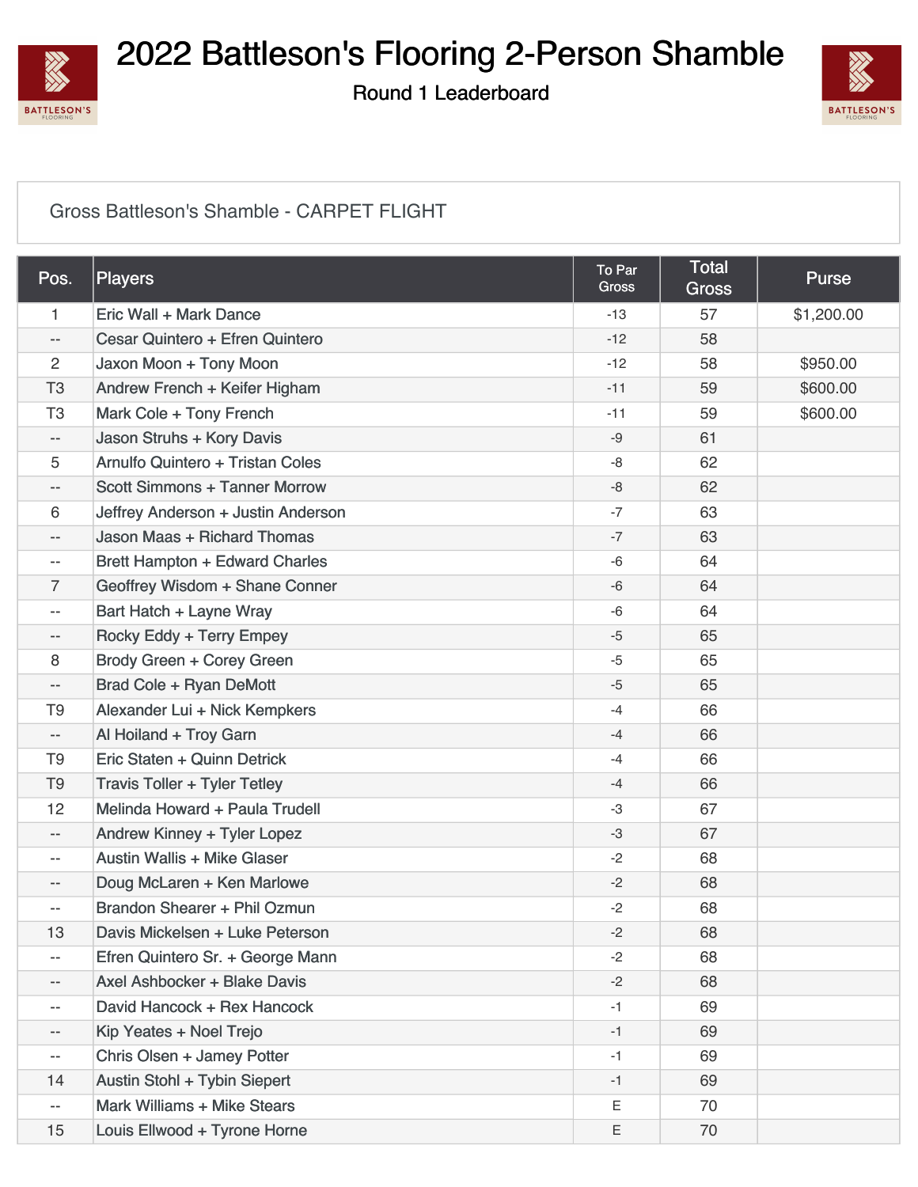# 2022 Battleson's Flooring 2-Person Shamble

Round 1 Leaderboard

Gross Battleson's Shamble - CARPET FLIGHT

| Pos. | Players | To Par Gross | Total Gross | Purse |
|---|---|---|---|---|
| 1 | Eric Wall + Mark Dance | -13 | 57 | $1,200.00 |
| -- | Cesar Quintero + Efren Quintero | -12 | 58 | |
| 2 | Jaxon Moon + Tony Moon | -12 | 58 | $950.00 |
| T3 | Andrew French + Keifer Higham | -11 | 59 | $600.00 |
| T3 | Mark Cole + Tony French | -11 | 59 | $600.00 |
| -- | Jason Struhs + Kory Davis | -9 | 61 | |
| 5 | Arnulfo Quintero + Tristan Coles | -8 | 62 | |
| -- | Scott Simmons + Tanner Morrow | -8 | 62 | |
| 6 | Jeffrey Anderson + Justin Anderson | -7 | 63 | |
| -- | Jason Maas + Richard Thomas | -7 | 63 | |
| -- | Brett Hampton + Edward Charles | -6 | 64 | |
| 7 | Geoffrey Wisdom + Shane Conner | -6 | 64 | |
| -- | Bart Hatch + Layne Wray | -6 | 64 | |
| -- | Rocky Eddy + Terry Empey | -5 | 65 | |
| 8 | Brody Green + Corey Green | -5 | 65 | |
| -- | Brad Cole + Ryan DeMott | -5 | 65 | |
| T9 | Alexander Lui + Nick Kempkers | -4 | 66 | |
| -- | Al Hoiland + Troy Garn | -4 | 66 | |
| T9 | Eric Staten + Quinn Detrick | -4 | 66 | |
| T9 | Travis Toller + Tyler Tetley | -4 | 66 | |
| 12 | Melinda Howard + Paula Trudell | -3 | 67 | |
| -- | Andrew Kinney + Tyler Lopez | -3 | 67 | |
| -- | Austin Wallis + Mike Glaser | -2 | 68 | |
| -- | Doug McLaren + Ken Marlowe | -2 | 68 | |
| -- | Brandon Shearer + Phil Ozmun | -2 | 68 | |
| 13 | Davis Mickelsen + Luke Peterson | -2 | 68 | |
| -- | Efren Quintero Sr. + George Mann | -2 | 68 | |
| -- | Axel Ashbocker + Blake Davis | -2 | 68 | |
| -- | David Hancock + Rex Hancock | -1 | 69 | |
| -- | Kip Yeates + Noel Trejo | -1 | 69 | |
| -- | Chris Olsen + Jamey Potter | -1 | 69 | |
| 14 | Austin Stohl + Tybin Siepert | -1 | 69 | |
| -- | Mark Williams + Mike Stears | E | 70 | |
| 15 | Louis Ellwood + Tyrone Horne | E | 70 | |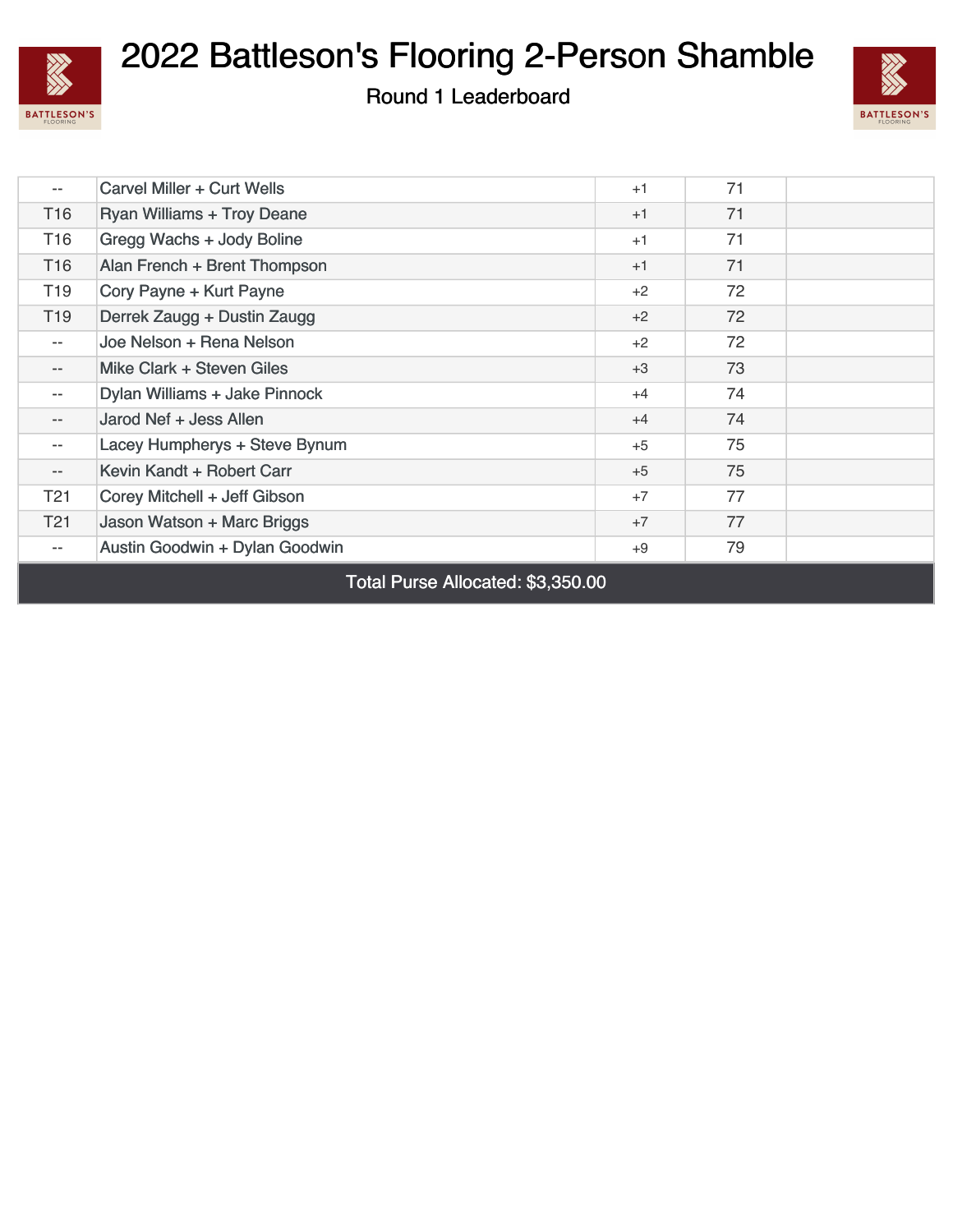# 2022 Battleson's Flooring 2-Person Shamble

Round 1 Leaderboard

| | | | | |
|---|---|---|---|---|
| -- | Carvel Miller + Curt Wells | +1 | 71 | |
| T16 | Ryan Williams + Troy Deane | +1 | 71 | |
| T16 | Gregg Wachs + Jody Boline | +1 | 71 | |
| T16 | Alan French + Brent Thompson | +1 | 71 | |
| T19 | Cory Payne + Kurt Payne | +2 | 72 | |
| T19 | Derrek Zaugg + Dustin Zaugg | +2 | 72 | |
| -- | Joe Nelson + Rena Nelson | +2 | 72 | |
| -- | Mike Clark + Steven Giles | +3 | 73 | |
| -- | Dylan Williams + Jake Pinnock | +4 | 74 | |
| -- | Jarod Nef + Jess Allen | +4 | 74 | |
| -- | Lacey Humpherys + Steve Bynum | +5 | 75 | |
| -- | Kevin Kandt + Robert Carr | +5 | 75 | |
| T21 | Corey Mitchell + Jeff Gibson | +7 | 77 | |
| T21 | Jason Watson + Marc Briggs | +7 | 77 | |
| -- | Austin Goodwin + Dylan Goodwin | +9 | 79 | |

Total Purse Allocated: $3,350.00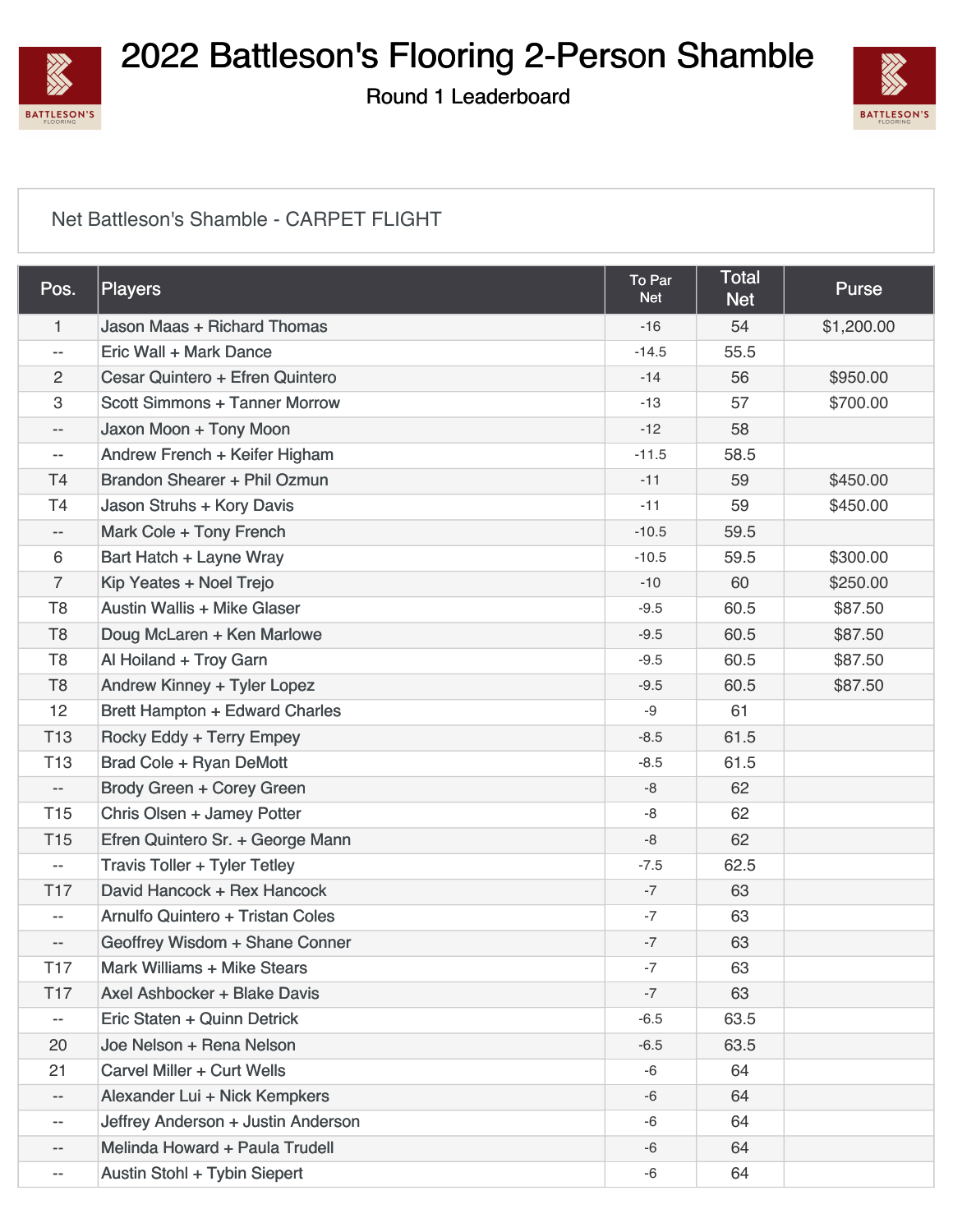# 2022 Battleson's Flooring 2-Person Shamble

Round 1 Leaderboard

Net Battleson's Shamble - CARPET FLIGHT

| Pos. | Players | To Par Net | Total Net | Purse |
|---|---|---|---|---|
| 1 | Jason Maas + Richard Thomas | -16 | 54 | $1,200.00 |
| -- | Eric Wall + Mark Dance | -14.5 | 55.5 | |
| 2 | Cesar Quintero + Efren Quintero | -14 | 56 | $950.00 |
| 3 | Scott Simmons + Tanner Morrow | -13 | 57 | $700.00 |
| -- | Jaxon Moon + Tony Moon | -12 | 58 | |
| -- | Andrew French + Keifer Higham | -11.5 | 58.5 | |
| T4 | Brandon Shearer + Phil Ozmun | -11 | 59 | $450.00 |
| T4 | Jason Struhs + Kory Davis | -11 | 59 | $450.00 |
| -- | Mark Cole + Tony French | -10.5 | 59.5 | |
| 6 | Bart Hatch + Layne Wray | -10.5 | 59.5 | $300.00 |
| 7 | Kip Yeates + Noel Trejo | -10 | 60 | $250.00 |
| T8 | Austin Wallis + Mike Glaser | -9.5 | 60.5 | $87.50 |
| T8 | Doug McLaren + Ken Marlowe | -9.5 | 60.5 | $87.50 |
| T8 | Al Hoiland + Troy Garn | -9.5 | 60.5 | $87.50 |
| T8 | Andrew Kinney + Tyler Lopez | -9.5 | 60.5 | $87.50 |
| 12 | Brett Hampton + Edward Charles | -9 | 61 | |
| T13 | Rocky Eddy + Terry Empey | -8.5 | 61.5 | |
| T13 | Brad Cole + Ryan DeMott | -8.5 | 61.5 | |
| -- | Brody Green + Corey Green | -8 | 62 | |
| T15 | Chris Olsen + Jamey Potter | -8 | 62 | |
| T15 | Efren Quintero Sr. + George Mann | -8 | 62 | |
| -- | Travis Toller + Tyler Tetley | -7.5 | 62.5 | |
| T17 | David Hancock + Rex Hancock | -7 | 63 | |
| -- | Arnulfo Quintero + Tristan Coles | -7 | 63 | |
| -- | Geoffrey Wisdom + Shane Conner | -7 | 63 | |
| T17 | Mark Williams + Mike Stears | -7 | 63 | |
| T17 | Axel Ashbocker + Blake Davis | -7 | 63 | |
| -- | Eric Staten + Quinn Detrick | -6.5 | 63.5 | |
| 20 | Joe Nelson + Rena Nelson | -6.5 | 63.5 | |
| 21 | Carvel Miller + Curt Wells | -6 | 64 | |
| -- | Alexander Lui + Nick Kempkers | -6 | 64 | |
| -- | Jeffrey Anderson + Justin Anderson | -6 | 64 | |
| -- | Melinda Howard + Paula Trudell | -6 | 64 | |
| -- | Austin Stohl + Tybin Siepert | -6 | 64 | |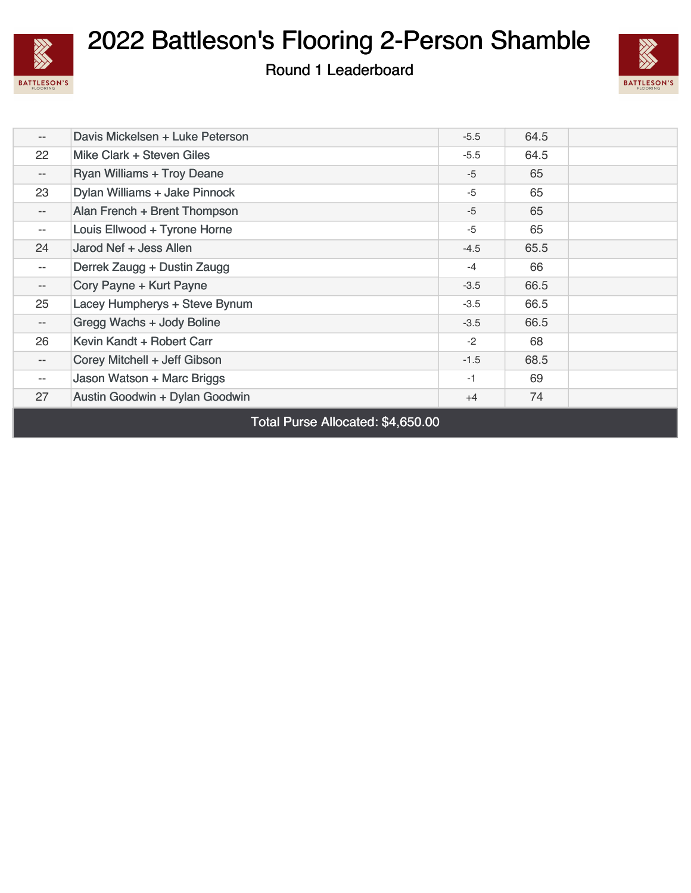# 2022 Battleson's Flooring 2-Person Shamble

Round 1 Leaderboard

| | | | | |
|---|---|---|---|---|
| -- | Davis Mickelsen + Luke Peterson | -5.5 | 64.5 | |
| 22 | Mike Clark + Steven Giles | -5.5 | 64.5 | |
| -- | Ryan Williams + Troy Deane | -5 | 65 | |
| 23 | Dylan Williams + Jake Pinnock | -5 | 65 | |
| -- | Alan French + Brent Thompson | -5 | 65 | |
| -- | Louis Ellwood + Tyrone Horne | -5 | 65 | |
| 24 | Jarod Nef + Jess Allen | -4.5 | 65.5 | |
| -- | Derrek Zaugg + Dustin Zaugg | -4 | 66 | |
| -- | Cory Payne + Kurt Payne | -3.5 | 66.5 | |
| 25 | Lacey Humpherys + Steve Bynum | -3.5 | 66.5 | |
| -- | Gregg Wachs + Jody Boline | -3.5 | 66.5 | |
| 26 | Kevin Kandt + Robert Carr | -2 | 68 | |
| -- | Corey Mitchell + Jeff Gibson | -1.5 | 68.5 | |
| -- | Jason Watson + Marc Briggs | -1 | 69 | |
| 27 | Austin Goodwin + Dylan Goodwin | +4 | 74 | |

Total Purse Allocated: $4,650.00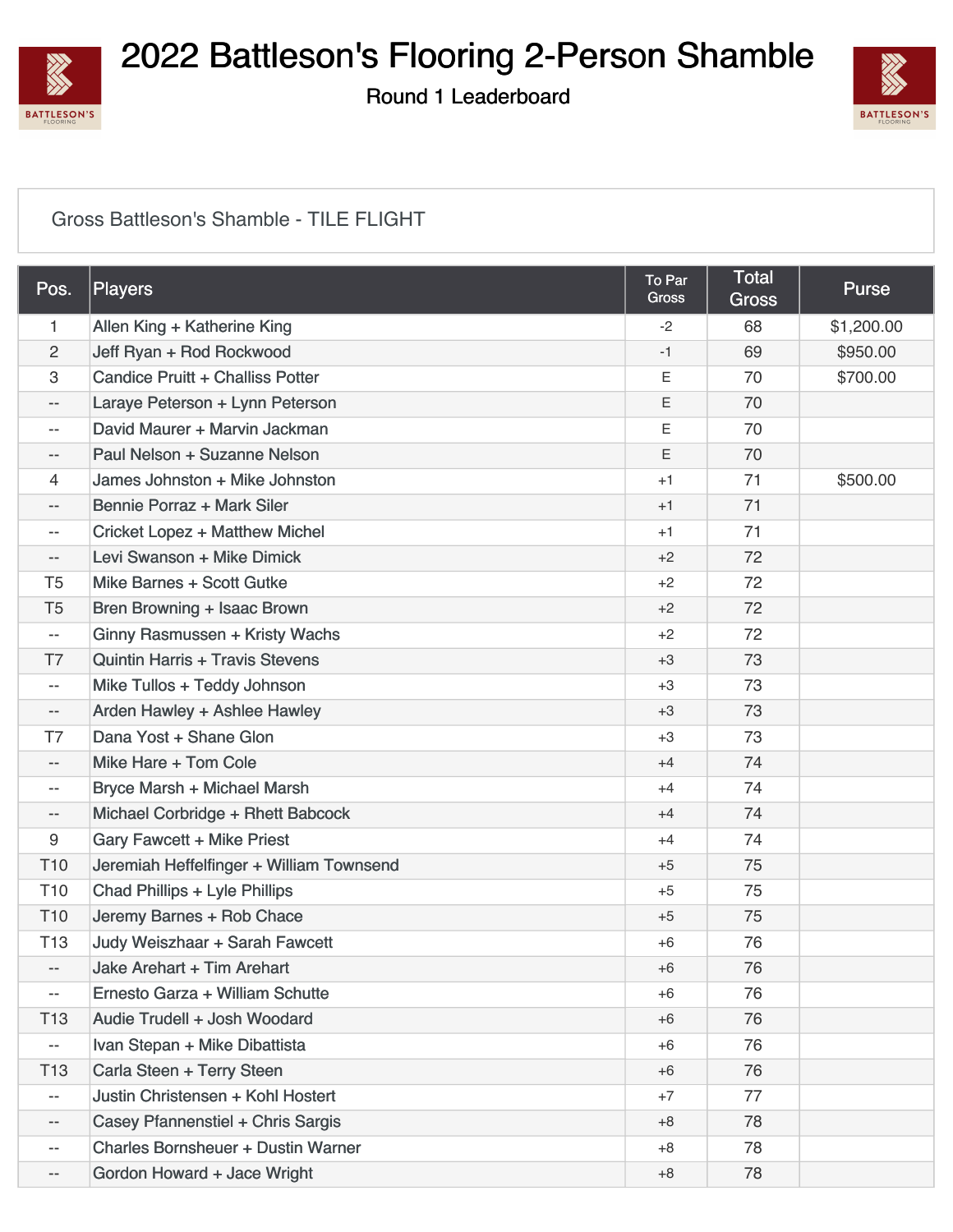# 2022 Battleson's Flooring 2-Person Shamble

Round 1 Leaderboard

Gross Battleson's Shamble - TILE FLIGHT

| Pos. | Players | To Par Gross | Total Gross | Purse |
|---|---|---|---|---|
| 1 | Allen King + Katherine King | -2 | 68 | $1,200.00 |
| 2 | Jeff Ryan + Rod Rockwood | -1 | 69 | $950.00 |
| 3 | Candice Pruitt + Challiss Potter | E | 70 | $700.00 |
| -- | Laraye Peterson + Lynn Peterson | E | 70 | |
| -- | David Maurer + Marvin Jackman | E | 70 | |
| -- | Paul Nelson + Suzanne Nelson | E | 70 | |
| 4 | James Johnston + Mike Johnston | +1 | 71 | $500.00 |
| -- | Bennie Porraz + Mark Siler | +1 | 71 | |
| -- | Cricket Lopez + Matthew Michel | +1 | 71 | |
| -- | Levi Swanson + Mike Dimick | +2 | 72 | |
| T5 | Mike Barnes + Scott Gutke | +2 | 72 | |
| T5 | Bren Browning + Isaac Brown | +2 | 72 | |
| -- | Ginny Rasmussen + Kristy Wachs | +2 | 72 | |
| T7 | Quintin Harris + Travis Stevens | +3 | 73 | |
| -- | Mike Tullos + Teddy Johnson | +3 | 73 | |
| -- | Arden Hawley + Ashlee Hawley | +3 | 73 | |
| T7 | Dana Yost + Shane Glon | +3 | 73 | |
| -- | Mike Hare + Tom Cole | +4 | 74 | |
| -- | Bryce Marsh + Michael Marsh | +4 | 74 | |
| -- | Michael Corbridge + Rhett Babcock | +4 | 74 | |
| 9 | Gary Fawcett + Mike Priest | +4 | 74 | |
| T10 | Jeremiah Heffelfinger + William Townsend | +5 | 75 | |
| T10 | Chad Phillips + Lyle Phillips | +5 | 75 | |
| T10 | Jeremy Barnes + Rob Chace | +5 | 75 | |
| T13 | Judy Weiszhaar + Sarah Fawcett | +6 | 76 | |
| -- | Jake Arehart + Tim Arehart | +6 | 76 | |
| -- | Ernesto Garza + William Schutte | +6 | 76 | |
| T13 | Audie Trudell + Josh Woodard | +6 | 76 | |
| -- | Ivan Stepan + Mike Dibattista | +6 | 76 | |
| T13 | Carla Steen + Terry Steen | +6 | 76 | |
| -- | Justin Christensen + Kohl Hostert | +7 | 77 | |
| -- | Casey Pfannenstiel + Chris Sargis | +8 | 78 | |
| -- | Charles Bornsheuer + Dustin Warner | +8 | 78 | |
| -- | Gordon Howard + Jace Wright | +8 | 78 | |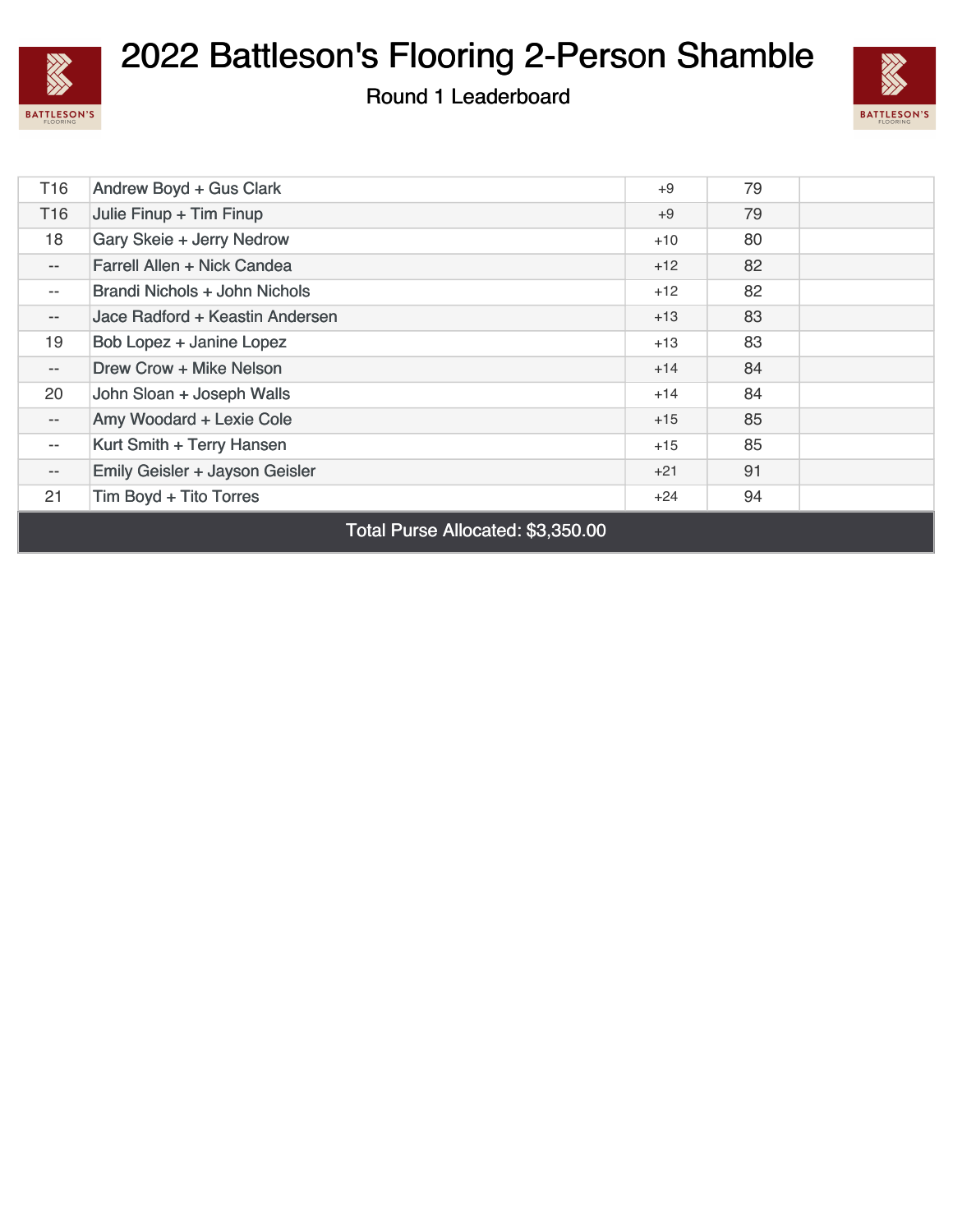# 2022 Battleson's Flooring 2-Person Shamble

## Round 1 Leaderboard

| | | | | |
|---|---|---|---|---|
| T16 | Andrew Boyd + Gus Clark | +9 | 79 | |
| T16 | Julie Finup + Tim Finup | +9 | 79 | |
| 18 | Gary Skeie + Jerry Nedrow | +10 | 80 | |
| -- | Farrell Allen + Nick Candea | +12 | 82 | |
| -- | Brandi Nichols + John Nichols | +12 | 82 | |
| -- | Jace Radford + Keastin Andersen | +13 | 83 | |
| 19 | Bob Lopez + Janine Lopez | +13 | 83 | |
| -- | Drew Crow + Mike Nelson | +14 | 84 | |
| 20 | John Sloan + Joseph Walls | +14 | 84 | |
| -- | Amy Woodard + Lexie Cole | +15 | 85 | |
| -- | Kurt Smith + Terry Hansen | +15 | 85 | |
| -- | Emily Geisler + Jayson Geisler | +21 | 91 | |
| 21 | Tim Boyd + Tito Torres | +24 | 94 | |

Total Purse Allocated: $3,350.00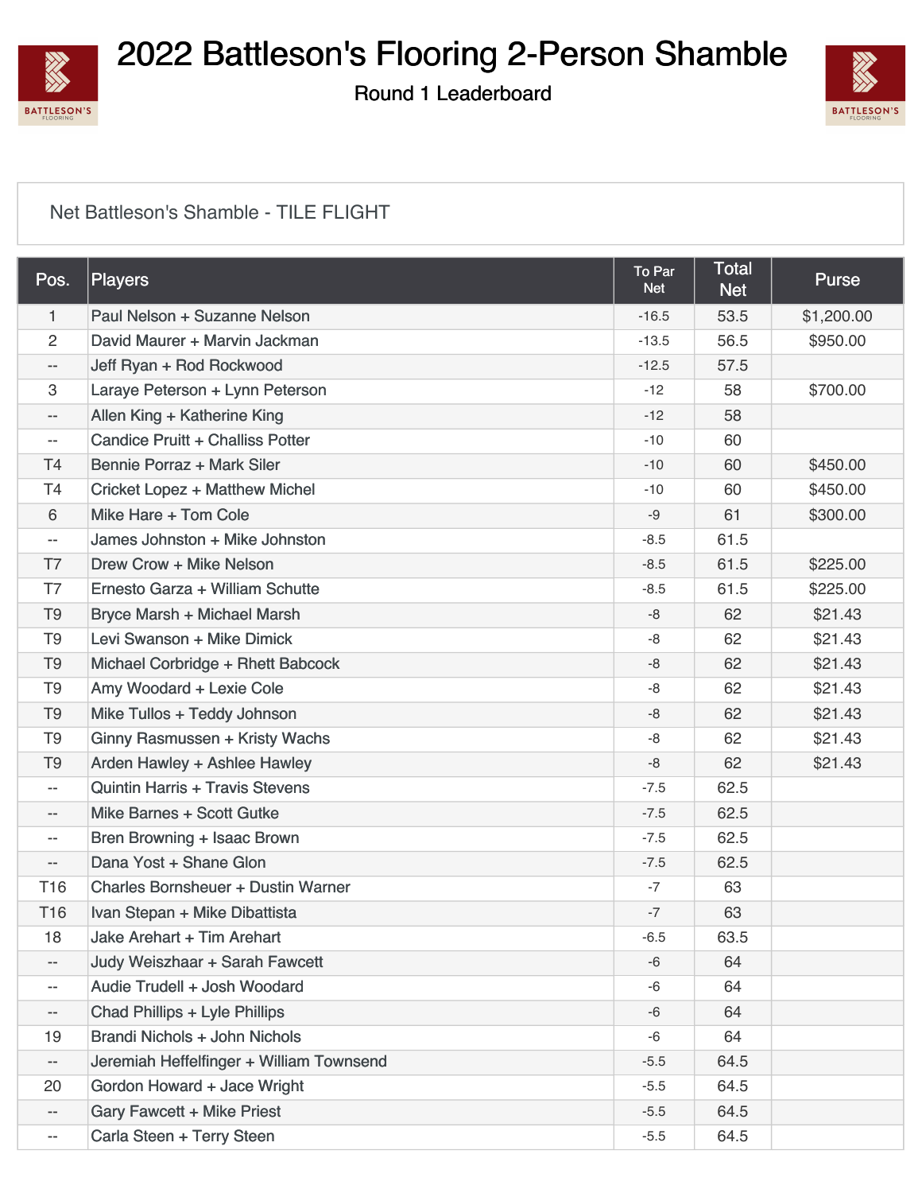# 2022 Battleson's Flooring 2-Person Shamble

## Round 1 Leaderboard

### Net Battleson's Shamble - TILE FLIGHT

| Pos. | Players | To Par Net | Total Net | Purse |
|---|---|---|---|---|
| 1 | Paul Nelson + Suzanne Nelson | -16.5 | 53.5 | $1,200.00 |
| 2 | David Maurer + Marvin Jackman | -13.5 | 56.5 | $950.00 |
| -- | Jeff Ryan + Rod Rockwood | -12.5 | 57.5 | |
| 3 | Laraye Peterson + Lynn Peterson | -12 | 58 | $700.00 |
| -- | Allen King + Katherine King | -12 | 58 | |
| -- | Candice Pruitt + Challiss Potter | -10 | 60 | |
| T4 | Bennie Porraz + Mark Siler | -10 | 60 | $450.00 |
| T4 | Cricket Lopez + Matthew Michel | -10 | 60 | $450.00 |
| 6 | Mike Hare + Tom Cole | -9 | 61 | $300.00 |
| -- | James Johnston + Mike Johnston | -8.5 | 61.5 | |
| T7 | Drew Crow + Mike Nelson | -8.5 | 61.5 | $225.00 |
| T7 | Ernesto Garza + William Schutte | -8.5 | 61.5 | $225.00 |
| T9 | Bryce Marsh + Michael Marsh | -8 | 62 | $21.43 |
| T9 | Levi Swanson + Mike Dimick | -8 | 62 | $21.43 |
| T9 | Michael Corbridge + Rhett Babcock | -8 | 62 | $21.43 |
| T9 | Amy Woodard + Lexie Cole | -8 | 62 | $21.43 |
| T9 | Mike Tullos + Teddy Johnson | -8 | 62 | $21.43 |
| T9 | Ginny Rasmussen + Kristy Wachs | -8 | 62 | $21.43 |
| T9 | Arden Hawley + Ashlee Hawley | -8 | 62 | $21.43 |
| -- | Quintin Harris + Travis Stevens | -7.5 | 62.5 | |
| -- | Mike Barnes + Scott Gutke | -7.5 | 62.5 | |
| -- | Bren Browning + Isaac Brown | -7.5 | 62.5 | |
| -- | Dana Yost + Shane Glon | -7.5 | 62.5 | |
| T16 | Charles Bornsheuer + Dustin Warner | -7 | 63 | |
| T16 | Ivan Stepan + Mike Dibattista | -7 | 63 | |
| 18 | Jake Arehart + Tim Arehart | -6.5 | 63.5 | |
| -- | Judy Weiszhaar + Sarah Fawcett | -6 | 64 | |
| -- | Audie Trudell + Josh Woodard | -6 | 64 | |
| -- | Chad Phillips + Lyle Phillips | -6 | 64 | |
| 19 | Brandi Nichols + John Nichols | -6 | 64 | |
| -- | Jeremiah Heffelfinger + William Townsend | -5.5 | 64.5 | |
| 20 | Gordon Howard + Jace Wright | -5.5 | 64.5 | |
| -- | Gary Fawcett + Mike Priest | -5.5 | 64.5 | |
| -- | Carla Steen + Terry Steen | -5.5 | 64.5 | |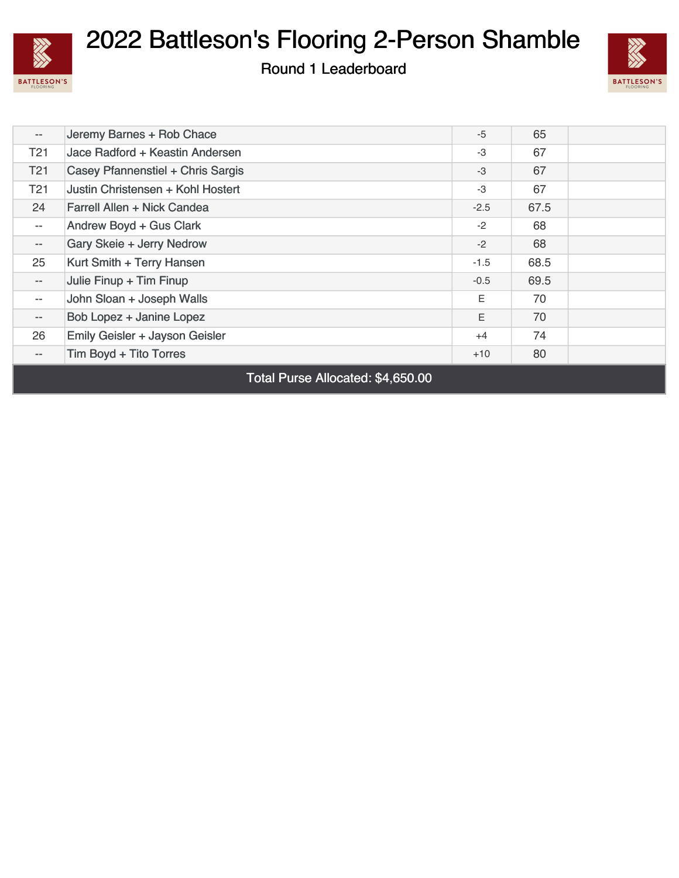# 2022 Battleson's Flooring 2-Person Shamble

## Round 1 Leaderboard

| | | | | |
|---|---|---|---|---|
| -- | Jeremy Barnes + Rob Chace | -5 | 65 | |
| T21 | Jace Radford + Keastin Andersen | -3 | 67 | |
| T21 | Casey Pfannenstiel + Chris Sargis | -3 | 67 | |
| T21 | Justin Christensen + Kohl Hostert | -3 | 67 | |
| 24 | Farrell Allen + Nick Candea | -2.5 | 67.5 | |
| -- | Andrew Boyd + Gus Clark | -2 | 68 | |
| -- | Gary Skeie + Jerry Nedrow | -2 | 68 | |
| 25 | Kurt Smith + Terry Hansen | -1.5 | 68.5 | |
| -- | Julie Finup + Tim Finup | -0.5 | 69.5 | |
| -- | John Sloan + Joseph Walls | E | 70 | |
| -- | Bob Lopez + Janine Lopez | E | 70 | |
| 26 | Emily Geisler + Jayson Geisler | +4 | 74 | |
| -- | Tim Boyd + Tito Torres | +10 | 80 | |

Total Purse Allocated: $4,650.00